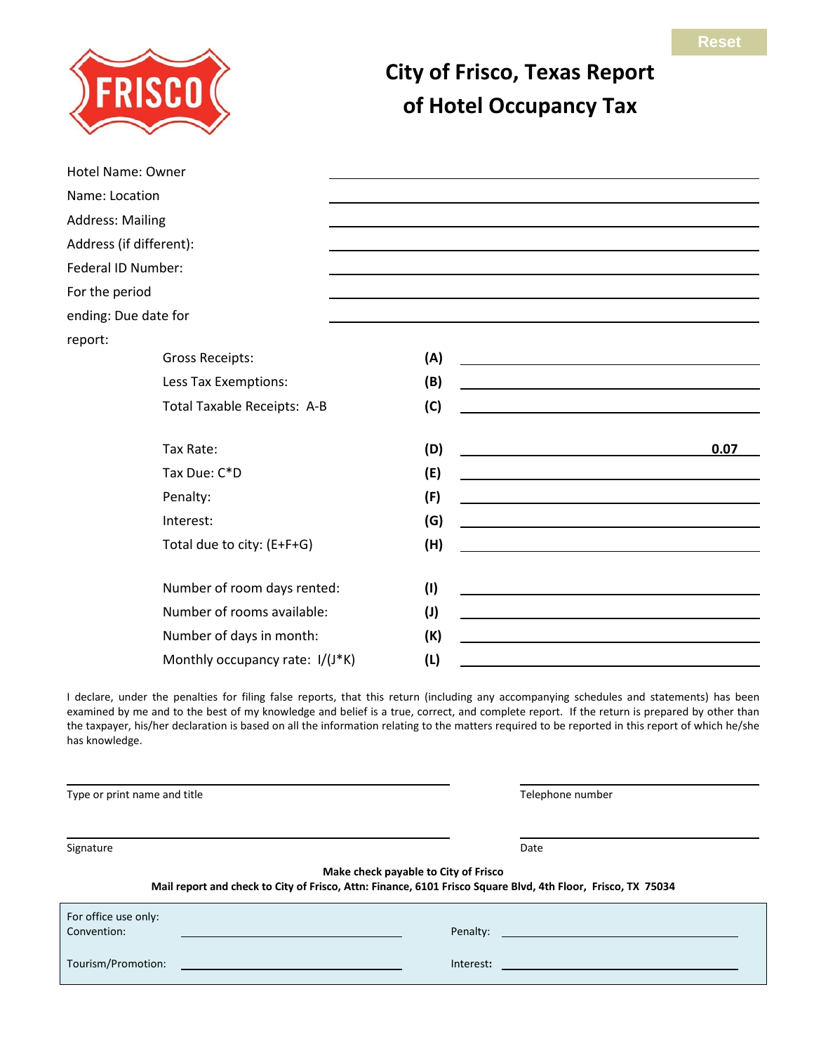Reset

# City of Frisco, Texas Report of Hotel Occupancy Tax

Hotel Name: Owner ______________________

Name: Location ______________________

Address: Mailing ______________________

Address (if different): ______________________

Federal ID Number: ______________________

For the period ______________________

ending: Due date for ______________________

report:

| | | |
|---|---|---|
| Gross Receipts: | **(A)** | |
| Less Tax Exemptions: | **(B)** | |
| Total Taxable Receipts: A-B | **(C)** | |
| Tax Rate: | **(D)** | **0.07** |
| Tax Due: C*D | **(E)** | |
| Penalty: | **(F)** | |
| Interest: | **(G)** | |
| Total due to city: (E+F+G) | **(H)** | |
| Number of room days rented: | **(I)** | |
| Number of rooms available: | **(J)** | |
| Number of days in month: | **(K)** | |
| Monthly occupancy rate: I/(J*K) | **(L)** | |

I declare, under the penalties for filing false reports, that this return (including any accompanying schedules and statements) has been examined by me and to the best of my knowledge and belief is a true, correct, and complete report. If the return is prepared by other than the taxpayer, his/her declaration is based on all the information relating to the matters required to be reported in this report of which he/she has knowledge.

Type or print name and title ______________________ Telephone number ______________________

Signature ______________________ Date ______________________

**Make check payable to City of Frisco**

**Mail report and check to City of Frisco, Attn: Finance, 6101 Frisco Square Blvd, 4th Floor, Frisco, TX 75034**

For office use only:

Convention: ______________________ Penalty: ______________________

Tourism/Promotion: ______________________ **Interest:** ______________________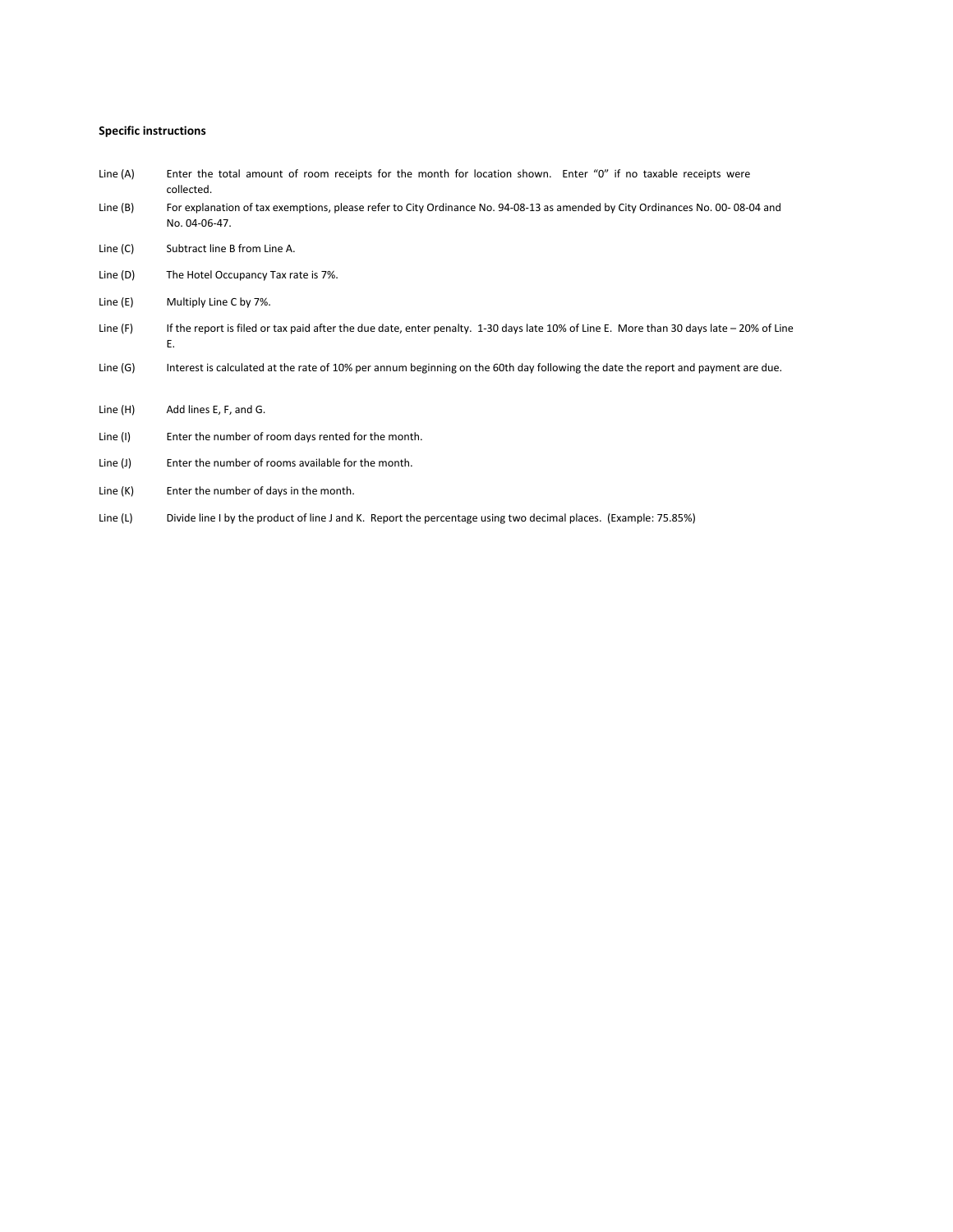**Specific instructions**

| | |
|---|---|
| Line (A) | Enter the total amount of room receipts for the month for location shown. Enter "0" if no taxable receipts were collected. |
| Line (B) | For explanation of tax exemptions, please refer to City Ordinance No. 94-08-13 as amended by City Ordinances No. 00- 08-04 and No. 04-06-47. |
| Line (C) | Subtract line B from Line A. |
| Line (D) | The Hotel Occupancy Tax rate is 7%. |
| Line (E) | Multiply Line C by 7%. |
| Line (F) | If the report is filed or tax paid after the due date, enter penalty. 1-30 days late 10% of Line E. More than 30 days late – 20% of Line E. |
| Line (G) | Interest is calculated at the rate of 10% per annum beginning on the 60th day following the date the report and payment are due. |
| Line (H) | Add lines E, F, and G. |
| Line (I) | Enter the number of room days rented for the month. |
| Line (J) | Enter the number of rooms available for the month. |
| Line (K) | Enter the number of days in the month. |
| Line (L) | Divide line I by the product of line J and K. Report the percentage using two decimal places. (Example: 75.85%) |